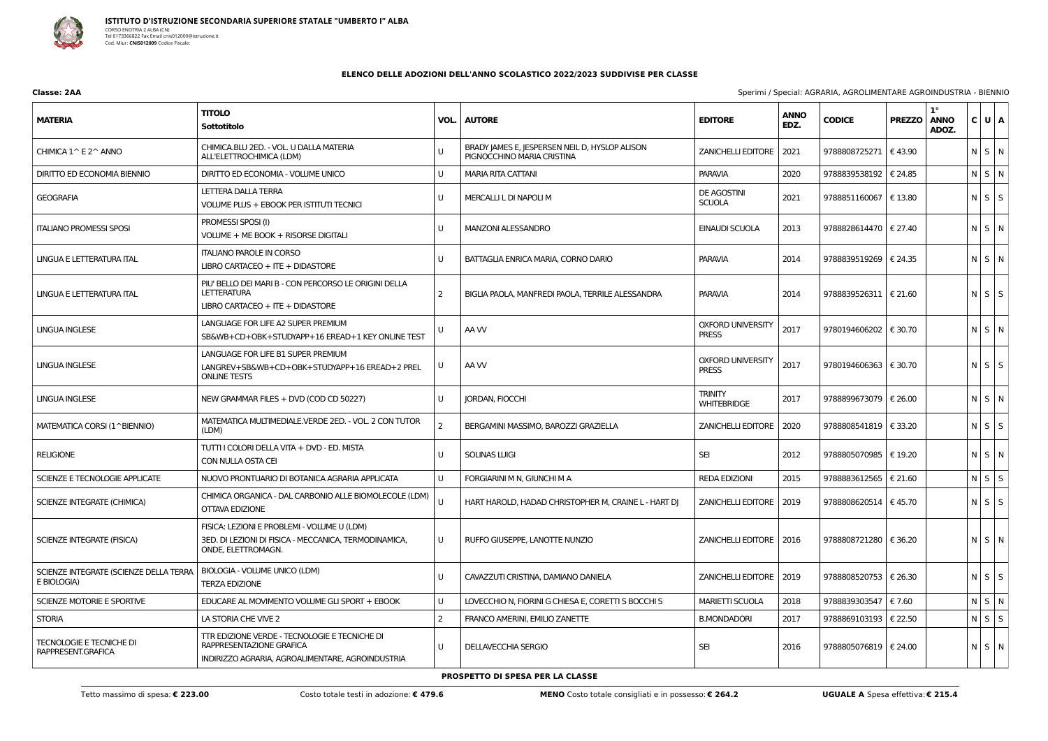**ISTITUTO D'ISTRUZIONE SECONDARIA SUPERIORE STATALE "UMBERTO I" ALBA**
CORSO ENOTRIA 2 ALBA (CN)
Tel 0173366822 Fax Email cnis012009@istruzione.it
Cod. Miur: **CNIS012009** Codice Fiscale:

## ELENCO DELLE ADOZIONI DELL'ANNO SCOLASTICO 2022/2023 SUDDIVISE PER CLASSE

**Classe: 2AA**

Sperimi / Special: AGRARIA, AGROLIMENTARE AGROINDUSTRIA - BIENNIO

| MATERIA | TITOLO Sottotitolo | VOL. | AUTORE | EDITORE | ANNO EDZ. | CODICE | PREZZO | 1° ANNO ADOZ. | C | U | A |
|---|---|---|---|---|---|---|---|---|---|---|---|
| CHIMICA 1^ E 2^ ANNO | CHIMICA.BLU 2ED. - VOL. U DALLA MATERIA ALL'ELETTROCHIMICA (LDM) | U | BRADY JAMES E, JESPERSEN NEIL D, HYSLOP ALISON PIGNOCCHINO MARIA CRISTINA | ZANICHELLI EDITORE | 2021 | 9788808725271 | € 43.90 | | N | S | N |
| DIRITTO ED ECONOMIA BIENNIO | DIRITTO ED ECONOMIA - VOLUME UNICO | U | MARIA RITA CATTANI | PARAVIA | 2020 | 9788839538192 | € 24.85 | | N | S | N |
| GEOGRAFIA | LETTERA DALLA TERRA<br>VOLUME PLUS + EBOOK PER ISTITUTI TECNICI | U | MERCALLI L DI NAPOLI M | DE AGOSTINI SCUOLA | 2021 | 9788851160067 | € 13.80 | | N | S | S |
| ITALIANO PROMESSI SPOSI | PROMESSI SPOSI (I)<br>VOLUME + ME BOOK + RISORSE DIGITALI | U | MANZONI ALESSANDRO | EINAUDI SCUOLA | 2013 | 9788828614470 | € 27.40 | | N | S | N |
| LINGUA E LETTERATURA ITAL | ITALIANO PAROLE IN CORSO<br>LIBRO CARTACEO + ITE + DIDASTORE | U | BATTAGLIA ENRICA MARIA, CORNO DARIO | PARAVIA | 2014 | 9788839519269 | € 24.35 | | N | S | N |
| LINGUA E LETTERATURA ITAL | PIU' BELLO DEI MARI B - CON PERCORSO LE ORIGINI DELLA LETTERATURA<br>LIBRO CARTACEO + ITE + DIDASTORE | 2 | BIGLIA PAOLA, MANFREDI PAOLA, TERRILE ALESSANDRA | PARAVIA | 2014 | 9788839526311 | € 21.60 | | N | S | S |
| LINGUA INGLESE | LANGUAGE FOR LIFE A2 SUPER PREMIUM<br>SB&WB+CD+OBK+STUDYAPP+16 EREAD+1 KEY ONLINE TEST | U | AA VV | OXFORD UNIVERSITY PRESS | 2017 | 9780194606202 | € 30.70 | | N | S | N |
| LINGUA INGLESE | LANGUAGE FOR LIFE B1 SUPER PREMIUM<br>LANGREV+SB&WB+CD+OBK+STUDYAPP+16 EREAD+2 PREL ONLINE TESTS | U | AA VV | OXFORD UNIVERSITY PRESS | 2017 | 9780194606363 | € 30.70 | | N | S | S |
| LINGUA INGLESE | NEW GRAMMAR FILES + DVD (COD CD 50227) | U | JORDAN, FIOCCHI | TRINITY WHITEBRIDGE | 2017 | 9788899673079 | € 26.00 | | N | S | N |
| MATEMATICA CORSI (1^BIENNIO) | MATEMATICA MULTIMEDIALE.VERDE 2ED. - VOL. 2 CON TUTOR (LDM) | 2 | BERGAMINI MASSIMO, BAROZZI GRAZIELLA | ZANICHELLI EDITORE | 2020 | 9788808541819 | € 33.20 | | N | S | S |
| RELIGIONE | TUTTI I COLORI DELLA VITA + DVD - ED. MISTA<br>CON NULLA OSTA CEI | U | SOLINAS LUIGI | SEI | 2012 | 9788805070985 | € 19.20 | | N | S | N |
| SCIENZE E TECNOLOGIE APPLICATE | NUOVO PRONTUARIO DI BOTANICA AGRARIA APPLICATA | U | FORGIARINI M N, GIUNCHI M A | REDA EDIZIONI | 2015 | 9788883612565 | € 21.60 | | N | S | S |
| SCIENZE INTEGRATE (CHIMICA) | CHIMICA ORGANICA - DAL CARBONIO ALLE BIOMOLECOLE (LDM)<br>OTTAVA EDIZIONE | U | HART HAROLD, HADAD CHRISTOPHER M, CRAINE L - HART DJ | ZANICHELLI EDITORE | 2019 | 9788808620514 | € 45.70 | | N | S | S |
| SCIENZE INTEGRATE (FISICA) | FISICA: LEZIONI E PROBLEMI - VOLUME U (LDM)<br>3ED. DI LEZIONI DI FISICA - MECCANICA, TERMODINAMICA, ONDE, ELETTROMAGN. | U | RUFFO GIUSEPPE, LANOTTE NUNZIO | ZANICHELLI EDITORE | 2016 | 9788808721280 | € 36.20 | | N | S | N |
| SCIENZE INTEGRATE (SCIENZE DELLA TERRA E BIOLOGIA) | BIOLOGIA - VOLUME UNICO (LDM)<br>TERZA EDIZIONE | U | CAVAZZUTI CRISTINA, DAMIANO DANIELA | ZANICHELLI EDITORE | 2019 | 9788808520753 | € 26.30 | | N | S | S |
| SCIENZE MOTORIE E SPORTIVE | EDUCARE AL MOVIMENTO VOLUME GLI SPORT + EBOOK | U | LOVECCHIO N, FIORINI G CHIESA E, CORETTI S BOCCHI S | MARIETTI SCUOLA | 2018 | 9788839303547 | € 7.60 | | N | S | N |
| STORIA | LA STORIA CHE VIVE 2 | 2 | FRANCO AMERINI, EMILIO ZANETTE | B.MONDADORI | 2017 | 9788869103193 | € 22.50 | | N | S | S |
| TECNOLOGIE E TECNICHE DI RAPPRESENT.GRAFICA | TTR EDIZIONE VERDE - TECNOLOGIE E TECNICHE DI RAPPRESENTAZIONE GRAFICA<br>INDIRIZZO AGRARIA, AGROALIMENTARE, AGROINDUSTRIA | U | DELLAVECCHIA SERGIO | SEI | 2016 | 9788805076819 | € 24.00 | | N | S | N |

**PROSPETTO DI SPESA PER LA CLASSE**

Tetto massimo di spesa: **€ 223.00** | Costo totale testi in adozione: **€ 479.6** | **MENO** Costo totale consigliati e in possesso: **€ 264.2** | **UGUALE A** Spesa effettiva: **€ 215.4**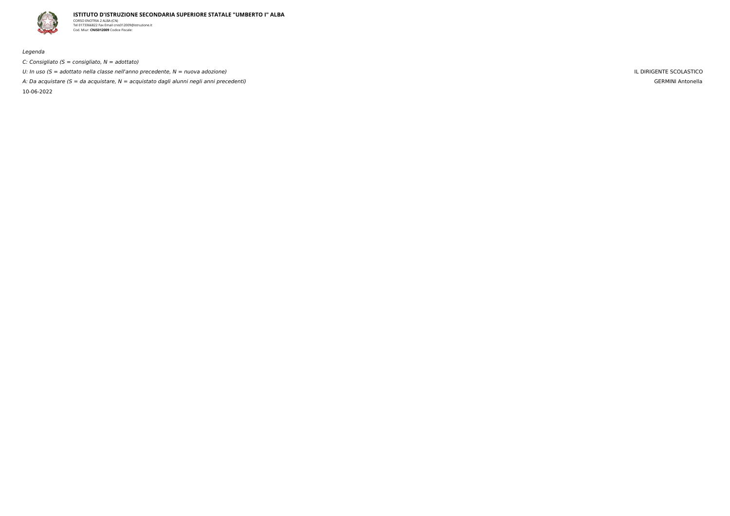*Legenda*

*C: Consigliato (S = consigliato, N = adottato)*

*U: In uso (S = adottato nella classe nell'anno precedente, N = nuova adozione)*

*A: Da acquistare (S = da acquistare, N = acquistato dagli alunni negli anni precedenti)*

10-06-2022

IL DIRIGENTE SCOLASTICO

GERMINI Antonella